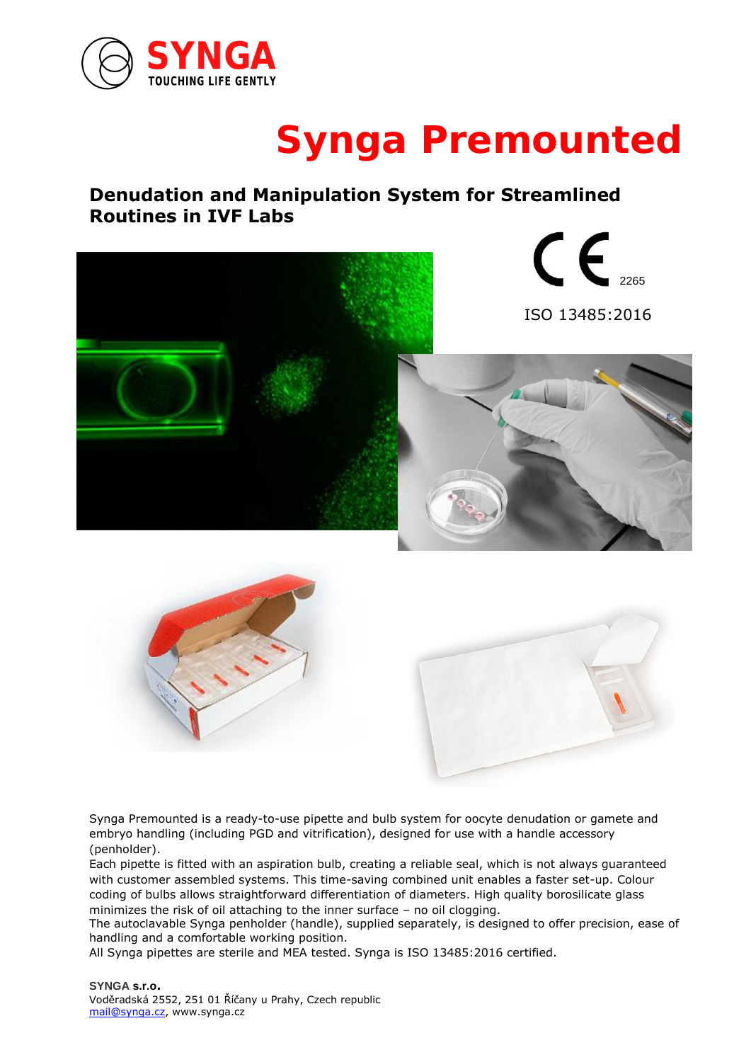SYNGA
TOUCHING LIFE GENTLY

# Synga Premounted

## Denudation and Manipulation System for Streamlined Routines in IVF Labs

CE 2265

ISO 13485:2016

Synga Premounted is a ready-to-use pipette and bulb system for oocyte denudation or gamete and embryo handling (including PGD and vitrification), designed for use with a handle accessory (penholder).
Each pipette is fitted with an aspiration bulb, creating a reliable seal, which is not always guaranteed with customer assembled systems. This time-saving combined unit enables a faster set-up. Colour coding of bulbs allows straightforward differentiation of diameters. High quality borosilicate glass minimizes the risk of oil attaching to the inner surface – no oil clogging.
The autoclavable Synga penholder (handle), supplied separately, is designed to offer precision, ease of handling and a comfortable working position.
All Synga pipettes are sterile and MEA tested. Synga is ISO 13485:2016 certified.

**SYNGA s.r.o.**
Voděradská 2552, 251 01 Říčany u Prahy, Czech republic
mail@synga.cz, www.synga.cz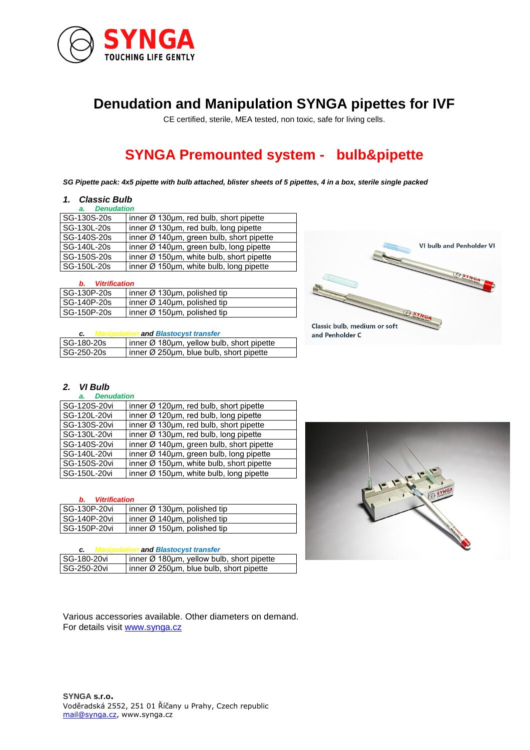SYNGA
TOUCHING LIFE GENTLY

# Denudation and Manipulation SYNGA pipettes for IVF

CE certified, sterile, MEA tested, non toxic, safe for living cells.

## SYNGA Premounted system - bulb&pipette

***SG Pipette pack: 4x5 pipette with bulb attached, blister sheets of 5 pipettes, 4 in a box, sterile single packed***

### 1. *Classic Bulb*

***a. Denudation***

| | |
|---|---|
| SG-130S-20s | inner Ø 130µm, red bulb, short pipette |
| SG-130L-20s | inner Ø 130µm, red bulb, long pipette |
| SG-140S-20s | inner Ø 140µm, green bulb, short pipette |
| SG-140L-20s | inner Ø 140µm, green bulb, long pipette |
| SG-150S-20s | inner Ø 150µm, white bulb, short pipette |
| SG-150L-20s | inner Ø 150µm, white bulb, long pipette |

***b. Vitrification***

| | |
|---|---|
| SG-130P-20s | inner Ø 130µm, polished tip |
| SG-140P-20s | inner Ø 140µm, polished tip |
| SG-150P-20s | inner Ø 150µm, polished tip |

***c. Manipulation and Blastocyst transfer***

| | |
|---|---|
| SG-180-20s | inner Ø 180µm, yellow bulb, short pipette |
| SG-250-20s | inner Ø 250µm, blue bulb, short pipette |

VI bulb and Penholder VI

Classic bulb, medium or soft and Penholder C

### 2. *VI Bulb*

***a. Denudation***

| | |
|---|---|
| SG-120S-20vi | inner Ø 120µm, red bulb, short pipette |
| SG-120L-20vi | inner Ø 120µm, red bulb, long pipette |
| SG-130S-20vi | inner Ø 130µm, red bulb, short pipette |
| SG-130L-20vi | inner Ø 130µm, red bulb, long pipette |
| SG-140S-20vi | inner Ø 140µm, green bulb, short pipette |
| SG-140L-20vi | inner Ø 140µm, green bulb, long pipette |
| SG-150S-20vi | inner Ø 150µm, white bulb, short pipette |
| SG-150L-20vi | inner Ø 150µm, white bulb, long pipette |

***b. Vitrification***

| | |
|---|---|
| SG-130P-20vi | inner Ø 130µm, polished tip |
| SG-140P-20vi | inner Ø 140µm, polished tip |
| SG-150P-20vi | inner Ø 150µm, polished tip |

***c. Manipulation and Blastocyst transfer***

| | |
|---|---|
| SG-180-20vi | inner Ø 180µm, yellow bulb, short pipette |
| SG-250-20vi | inner Ø 250µm, blue bulb, short pipette |

Various accessories available. Other diameters on demand.
For details visit www.synga.cz

**SYNGA s.r.o.**
Voděradská 2552, 251 01 Říčany u Prahy, Czech republic
mail@synga.cz, www.synga.cz